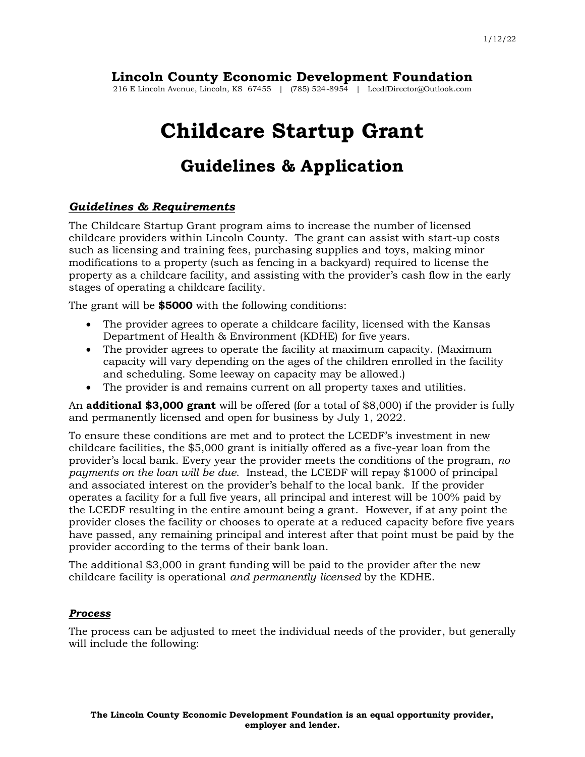1/12/22

**Lincoln County Economic Development Foundation**

216 E Lincoln Avenue, Lincoln, KS 67455 | (785) 524-8954 | LcedfDirector@Outlook.com

# Childcare Startup Grant

## Guidelines & Application

### *Guidelines & Requirements*

The Childcare Startup Grant program aims to increase the number of licensed childcare providers within Lincoln County. The grant can assist with start-up costs such as licensing and training fees, purchasing supplies and toys, making minor modifications to a property (such as fencing in a backyard) required to license the property as a childcare facility, and assisting with the provider's cash flow in the early stages of operating a childcare facility.

The grant will be **$5000** with the following conditions:

- The provider agrees to operate a childcare facility, licensed with the Kansas Department of Health & Environment (KDHE) for five years.
- The provider agrees to operate the facility at maximum capacity. (Maximum capacity will vary depending on the ages of the children enrolled in the facility and scheduling. Some leeway on capacity may be allowed.)
- The provider is and remains current on all property taxes and utilities.

An **additional $3,000 grant** will be offered (for a total of $8,000) if the provider is fully and permanently licensed and open for business by July 1, 2022.

To ensure these conditions are met and to protect the LCEDF's investment in new childcare facilities, the $5,000 grant is initially offered as a five-year loan from the provider's local bank. Every year the provider meets the conditions of the program, *no payments on the loan will be due*. Instead, the LCEDF will repay $1000 of principal and associated interest on the provider's behalf to the local bank. If the provider operates a facility for a full five years, all principal and interest will be 100% paid by the LCEDF resulting in the entire amount being a grant. However, if at any point the provider closes the facility or chooses to operate at a reduced capacity before five years have passed, any remaining principal and interest after that point must be paid by the provider according to the terms of their bank loan.

The additional $3,000 in grant funding will be paid to the provider after the new childcare facility is operational *and permanently licensed* by the KDHE.

### *Process*

The process can be adjusted to meet the individual needs of the provider, but generally will include the following:

**The Lincoln County Economic Development Foundation is an equal opportunity provider, employer and lender.**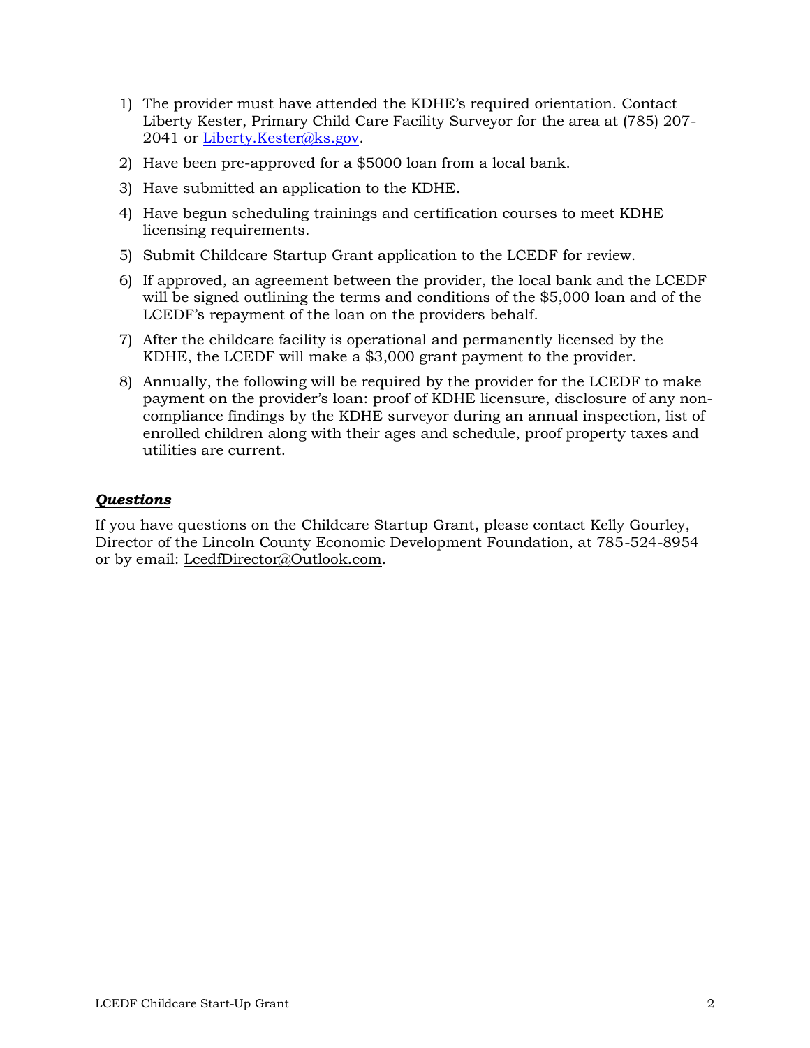1) The provider must have attended the KDHE's required orientation. Contact Liberty Kester, Primary Child Care Facility Surveyor for the area at (785) 207-2041 or [Liberty.Kester@ks.gov](mailto:Liberty.Kester@ks.gov).
2) Have been pre-approved for a $5000 loan from a local bank.
3) Have submitted an application to the KDHE.
4) Have begun scheduling trainings and certification courses to meet KDHE licensing requirements.
5) Submit Childcare Startup Grant application to the LCEDF for review.
6) If approved, an agreement between the provider, the local bank and the LCEDF will be signed outlining the terms and conditions of the $5,000 loan and of the LCEDF's repayment of the loan on the providers behalf.
7) After the childcare facility is operational and permanently licensed by the KDHE, the LCEDF will make a $3,000 grant payment to the provider.
8) Annually, the following will be required by the provider for the LCEDF to make payment on the provider's loan: proof of KDHE licensure, disclosure of any non-compliance findings by the KDHE surveyor during an annual inspection, list of enrolled children along with their ages and schedule, proof property taxes and utilities are current.

### ***Questions***

If you have questions on the Childcare Startup Grant, please contact Kelly Gourley, Director of the Lincoln County Economic Development Foundation, at 785-524-8954 or by email: LcedfDirector@Outlook.com.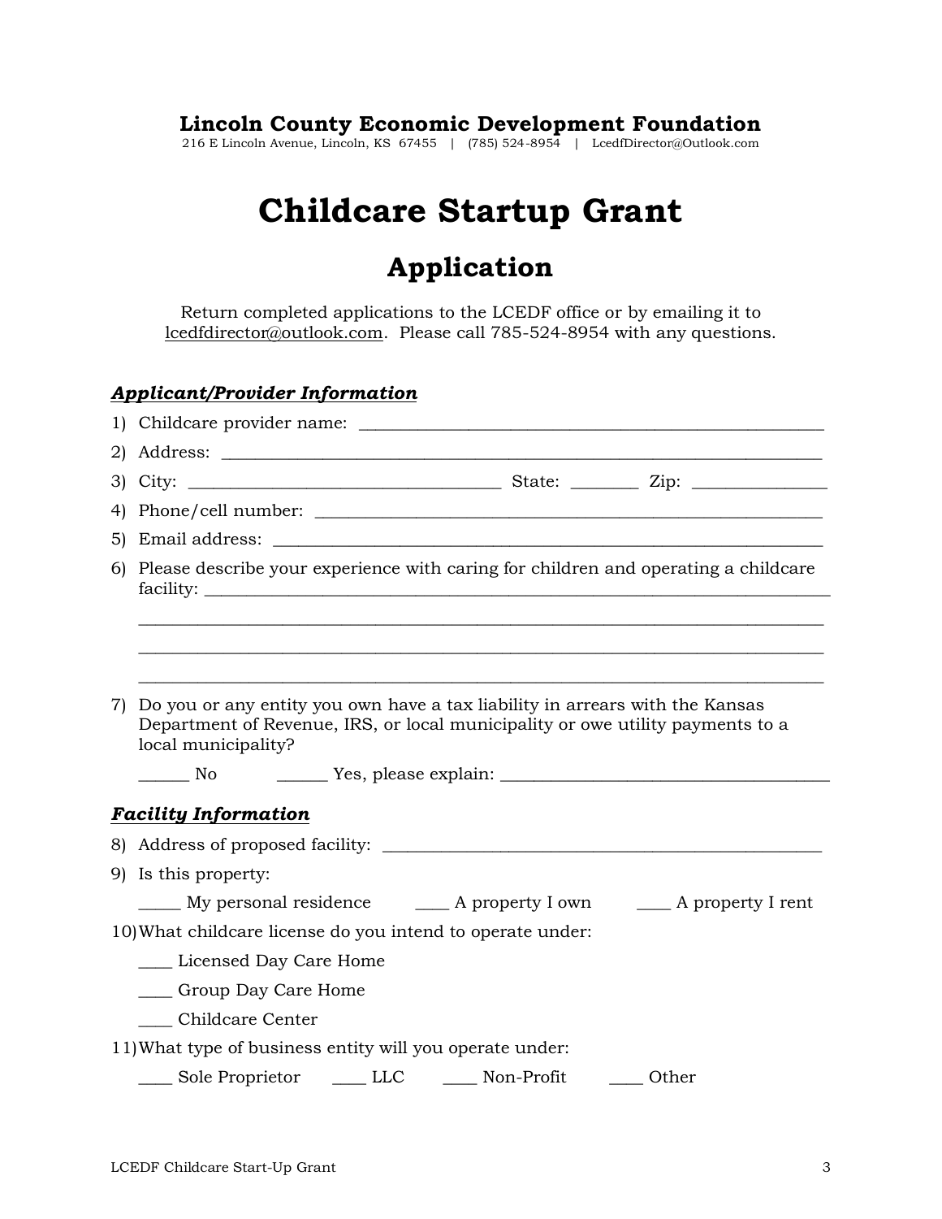**Lincoln County Economic Development Foundation**

216 E Lincoln Avenue, Lincoln, KS 67455 | (785) 524-8954 | LcedfDirector@Outlook.com

# Childcare Startup Grant

## Application

Return completed applications to the LCEDF office or by emailing it to lcedfdirector@outlook.com. Please call 785-524-8954 with any questions.

### ***Applicant/Provider Information***

1) Childcare provider name: ______________________________________________________
2) Address: ________________________________________________________________
3) City: ___________________________________ State: ________ Zip: _______________
4) Phone/cell number: _________________________________________________________
5) Email address: _____________________________________________________________
6) Please describe your experience with caring for children and operating a childcare facility: ____________________________________________________________________

   ________________________________________________________________________

   ________________________________________________________________________

   ________________________________________________________________________

7) Do you or any entity you own have a tax liability in arrears with the Kansas Department of Revenue, IRS, or local municipality or owe utility payments to a local municipality?

   ______ No ______ Yes, please explain: ____________________________________

### ***Facility Information***

8) Address of proposed facility: __________________________________________________
9) Is this property:

   _____ My personal residence ____ A property I own ____ A property I rent

10) What childcare license do you intend to operate under:

    ____ Licensed Day Care Home

    ____ Group Day Care Home

    ____ Childcare Center

11) What type of business entity will you operate under:

    ____ Sole Proprietor ____ LLC ____ Non-Profit ____ Other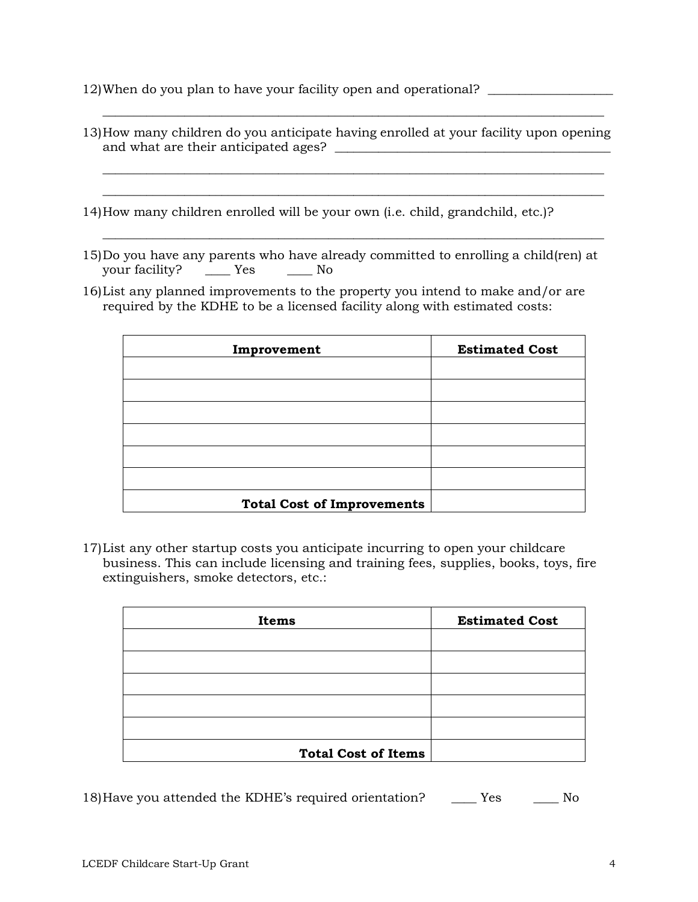12) When do you plan to have your facility open and operational? ____________________

_______________________________________________________________________________

13) How many children do you anticipate having enrolled at your facility upon opening and what are their anticipated ages? ____________________________________________

_______________________________________________________________________________

_______________________________________________________________________________

14) How many children enrolled will be your own (i.e. child, grandchild, etc.)?

_______________________________________________________________________________

15) Do you have any parents who have already committed to enrolling a child(ren) at your facility? ____ Yes ____ No

16) List any planned improvements to the property you intend to make and/or are required by the KDHE to be a licensed facility along with estimated costs:

| **Improvement** | **Estimated Cost** |
|---|---|
| | |
| | |
| | |
| | |
| | |
| | |
| **Total Cost of Improvements** | |

17) List any other startup costs you anticipate incurring to open your childcare business. This can include licensing and training fees, supplies, books, toys, fire extinguishers, smoke detectors, etc.:

| **Items** | **Estimated Cost** |
|---|---|
| | |
| | |
| | |
| | |
| | |
| **Total Cost of Items** | |

18) Have you attended the KDHE's required orientation? ____ Yes ____ No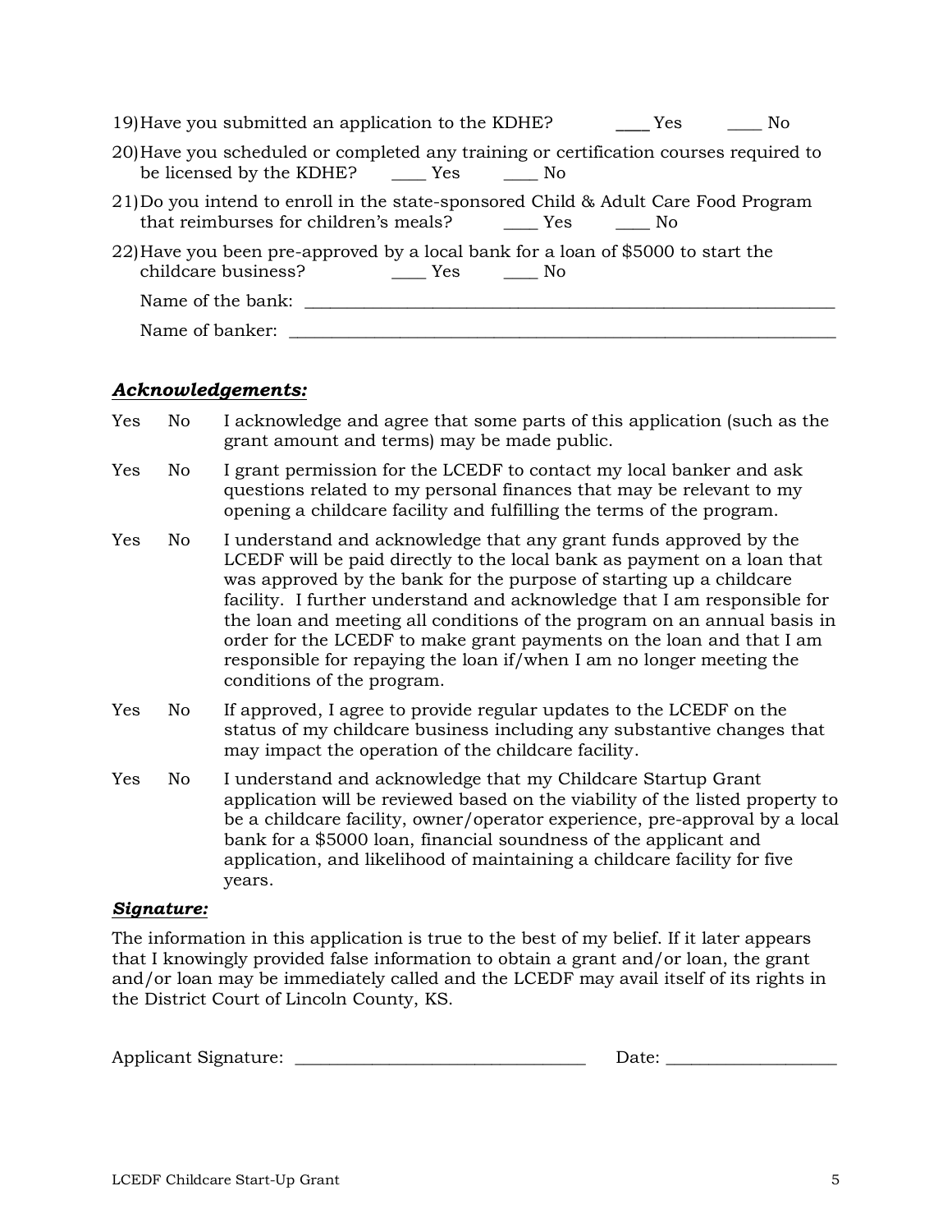19) Have you submitted an application to the KDHE? ____ Yes ____ No

20) Have you scheduled or completed any training or certification courses required to be licensed by the KDHE? ____ Yes ____ No

21) Do you intend to enroll in the state-sponsored Child & Adult Care Food Program that reimburses for children's meals? ____ Yes ____ No

22) Have you been pre-approved by a local bank for a loan of $5000 to start the childcare business? ____ Yes ____ No

Name of the bank: ____________________________________________________________

Name of banker: ______________________________________________________________

### ***Acknowledgements:***

Yes No I acknowledge and agree that some parts of this application (such as the grant amount and terms) may be made public.

Yes No I grant permission for the LCEDF to contact my local banker and ask questions related to my personal finances that may be relevant to my opening a childcare facility and fulfilling the terms of the program.

Yes No I understand and acknowledge that any grant funds approved by the LCEDF will be paid directly to the local bank as payment on a loan that was approved by the bank for the purpose of starting up a childcare facility. I further understand and acknowledge that I am responsible for the loan and meeting all conditions of the program on an annual basis in order for the LCEDF to make grant payments on the loan and that I am responsible for repaying the loan if/when I am no longer meeting the conditions of the program.

Yes No If approved, I agree to provide regular updates to the LCEDF on the status of my childcare business including any substantive changes that may impact the operation of the childcare facility.

Yes No I understand and acknowledge that my Childcare Startup Grant application will be reviewed based on the viability of the listed property to be a childcare facility, owner/operator experience, pre-approval by a local bank for a $5000 loan, financial soundness of the applicant and application, and likelihood of maintaining a childcare facility for five years.

### ***Signature:***

The information in this application is true to the best of my belief. If it later appears that I knowingly provided false information to obtain a grant and/or loan, the grant and/or loan may be immediately called and the LCEDF may avail itself of its rights in the District Court of Lincoln County, KS.

Applicant Signature: _________________________________ Date: ___________________